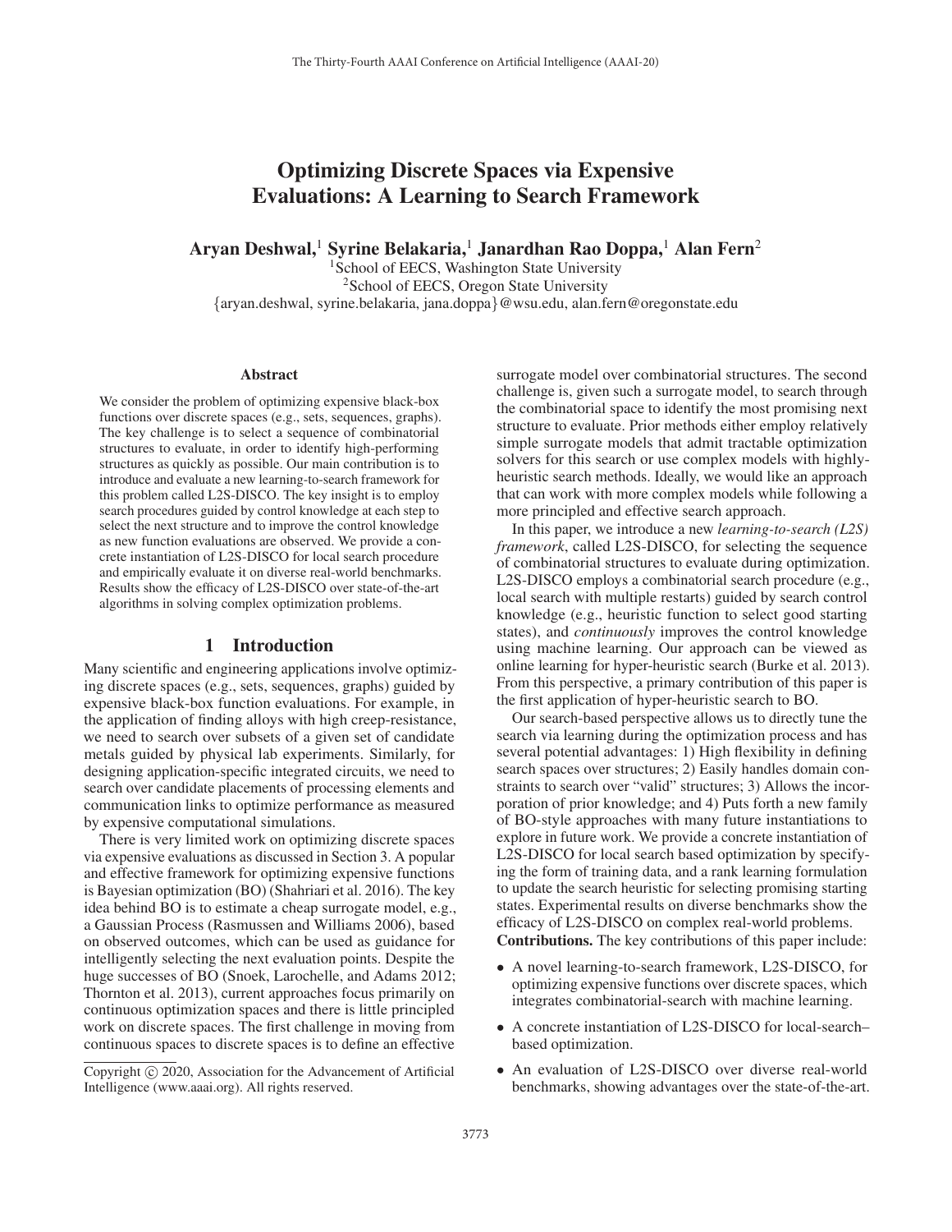# Optimizing Discrete Spaces via Expensive Evaluations: A Learning to Search Framework

**Aryan Deshwal,[1] Syrine Belakaria,[1] Janardhan Rao Doppa,[1] Alan Fern[2]**

[1]School of EECS, Washington State University
[2]School of EECS, Oregon State University
{aryan.deshwal, syrine.belakaria, jana.doppa}@wsu.edu, alan.fern@oregonstate.edu

## Abstract

We consider the problem of optimizing expensive black-box functions over discrete spaces (e.g., sets, sequences, graphs). The key challenge is to select a sequence of combinatorial structures to evaluate, in order to identify high-performing structures as quickly as possible. Our main contribution is to introduce and evaluate a new learning-to-search framework for this problem called L2S-DISCO. The key insight is to employ search procedures guided by control knowledge at each step to select the next structure and to improve the control knowledge as new function evaluations are observed. We provide a concrete instantiation of L2S-DISCO for local search procedure and empirically evaluate it on diverse real-world benchmarks. Results show the efficacy of L2S-DISCO over state-of-the-art algorithms in solving complex optimization problems.

## 1 Introduction

Many scientific and engineering applications involve optimizing discrete spaces (e.g., sets, sequences, graphs) guided by expensive black-box function evaluations. For example, in the application of finding alloys with high creep-resistance, we need to search over subsets of a given set of candidate metals guided by physical lab experiments. Similarly, for designing application-specific integrated circuits, we need to search over candidate placements of processing elements and communication links to optimize performance as measured by expensive computational simulations.

There is very limited work on optimizing discrete spaces via expensive evaluations as discussed in Section 3. A popular and effective framework for optimizing expensive functions is Bayesian optimization (BO) (Shahriari et al. 2016). The key idea behind BO is to estimate a cheap surrogate model, e.g., a Gaussian Process (Rasmussen and Williams 2006), based on observed outcomes, which can be used as guidance for intelligently selecting the next evaluation points. Despite the huge successes of BO (Snoek, Larochelle, and Adams 2012; Thornton et al. 2013), current approaches focus primarily on continuous optimization spaces and there is little principled work on discrete spaces. The first challenge in moving from continuous spaces to discrete spaces is to define an effective surrogate model over combinatorial structures. The second challenge is, given such a surrogate model, to search through the combinatorial space to identify the most promising next structure to evaluate. Prior methods either employ relatively simple surrogate models that admit tractable optimization solvers for this search or use complex models with highly-heuristic search methods. Ideally, we would like an approach that can work with more complex models while following a more principled and effective search approach.

In this paper, we introduce a new *learning-to-search (L2S) framework*, called L2S-DISCO, for selecting the sequence of combinatorial structures to evaluate during optimization. L2S-DISCO employs a combinatorial search procedure (e.g., local search with multiple restarts) guided by search control knowledge (e.g., heuristic function to select good starting states), and *continuously* improves the control knowledge using machine learning. Our approach can be viewed as online learning for hyper-heuristic search (Burke et al. 2013). From this perspective, a primary contribution of this paper is the first application of hyper-heuristic search to BO.

Our search-based perspective allows us to directly tune the search via learning during the optimization process and has several potential advantages: 1) High flexibility in defining search spaces over structures; 2) Easily handles domain constraints to search over "valid" structures; 3) Allows the incorporation of prior knowledge; and 4) Puts forth a new family of BO-style approaches with many future instantiations to explore in future work. We provide a concrete instantiation of L2S-DISCO for local search based optimization by specifying the form of training data, and a rank learning formulation to update the search heuristic for selecting promising starting states. Experimental results on diverse benchmarks show the efficacy of L2S-DISCO on complex real-world problems.

**Contributions.** The key contributions of this paper include:

- A novel learning-to-search framework, L2S-DISCO, for optimizing expensive functions over discrete spaces, which integrates combinatorial-search with machine learning.
- A concrete instantiation of L2S-DISCO for local-search–based optimization.
- An evaluation of L2S-DISCO over diverse real-world benchmarks, showing advantages over the state-of-the-art.

Copyright © 2020, Association for the Advancement of Artificial Intelligence (www.aaai.org). All rights reserved.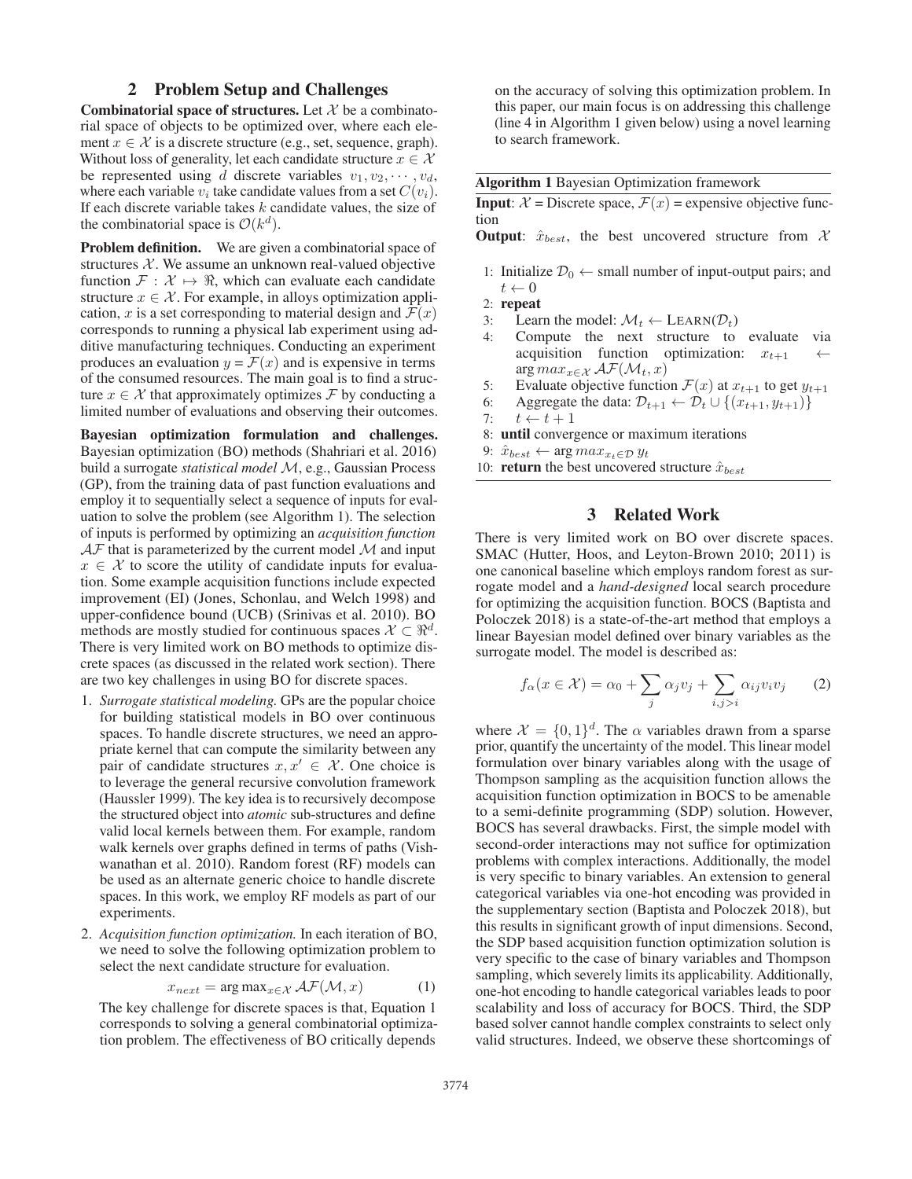## 2 Problem Setup and Challenges

**Combinatorial space of structures.** Let $\mathcal{X}$ be a combinatorial space of objects to be optimized over, where each element $x \in \mathcal{X}$ is a discrete structure (e.g., set, sequence, graph). Without loss of generality, let each candidate structure $x \in \mathcal{X}$ be represented using $d$ discrete variables $v_1, v_2, \cdots, v_d$, where each variable $v_i$ take candidate values from a set $C(v_i)$. If each discrete variable takes $k$ candidate values, the size of the combinatorial space is $\mathcal{O}(k^d)$.

**Problem definition.** We are given a combinatorial space of structures $\mathcal{X}$. We assume an unknown real-valued objective function $\mathcal{F} : \mathcal{X} \mapsto \Re$, which can evaluate each candidate structure $x \in \mathcal{X}$. For example, in alloys optimization application, $x$ is a set corresponding to material design and $\mathcal{F}(x)$ corresponds to running a physical lab experiment using additive manufacturing techniques. Conducting an experiment produces an evaluation $y = \mathcal{F}(x)$ and is expensive in terms of the consumed resources. The main goal is to find a structure $x \in \mathcal{X}$ that approximately optimizes $\mathcal{F}$ by conducting a limited number of evaluations and observing their outcomes.

**Bayesian optimization formulation and challenges.** Bayesian optimization (BO) methods (Shahriari et al. 2016) build a surrogate *statistical model* $\mathcal{M}$, e.g., Gaussian Process (GP), from the training data of past function evaluations and employ it to sequentially select a sequence of inputs for evaluation to solve the problem (see Algorithm 1). The selection of inputs is performed by optimizing an *acquisition function* $\mathcal{AF}$ that is parameterized by the current model $\mathcal{M}$ and input $x \in \mathcal{X}$ to score the utility of candidate inputs for evaluation. Some example acquisition functions include expected improvement (EI) (Jones, Schonlau, and Welch 1998) and upper-confidence bound (UCB) (Srinivas et al. 2010). BO methods are mostly studied for continuous spaces $\mathcal{X} \subset \Re^d$. There is very limited work on BO methods to optimize discrete spaces (as discussed in the related work section). There are two key challenges in using BO for discrete spaces.

1. *Surrogate statistical modeling.* GPs are the popular choice for building statistical models in BO over continuous spaces. To handle discrete structures, we need an appropriate kernel that can compute the similarity between any pair of candidate structures $x, x' \in \mathcal{X}$. One choice is to leverage the general recursive convolution framework (Haussler 1999). The key idea is to recursively decompose the structured object into *atomic* sub-structures and define valid local kernels between them. For example, random walk kernels over graphs defined in terms of paths (Vishwanathan et al. 2010). Random forest (RF) models can be used as an alternate generic choice to handle discrete spaces. In this work, we employ RF models as part of our experiments.
2. *Acquisition function optimization.* In each iteration of BO, we need to solve the following optimization problem to select the next candidate structure for evaluation.
$$x_{next} = \arg\max_{x \in \mathcal{X}} \mathcal{AF}(\mathcal{M}, x) \quad (1)$$
The key challenge for discrete spaces is that, Equation 1 corresponds to solving a general combinatorial optimization problem. The effectiveness of BO critically depends on the accuracy of solving this optimization problem. In this paper, our main focus is on addressing this challenge (line 4 in Algorithm 1 given below) using a novel learning to search framework.

**Algorithm 1** Bayesian Optimization framework

**Input**: $\mathcal{X}$ = Discrete space, $\mathcal{F}(x)$ = expensive objective function

**Output**: $\hat{x}_{best}$, the best uncovered structure from $\mathcal{X}$

1: Initialize $\mathcal{D}_0 \leftarrow$ small number of input-output pairs; and $t \leftarrow 0$
2: **repeat**
3: Learn the model: $\mathcal{M}_t \leftarrow \text{LEARN}(\mathcal{D}_t)$
4: Compute the next structure to evaluate via acquisition function optimization: $x_{t+1} \leftarrow \arg max_{x \in \mathcal{X}} \mathcal{AF}(\mathcal{M}_t, x)$
5: Evaluate objective function $\mathcal{F}(x)$ at $x_{t+1}$ to get $y_{t+1}$
6: Aggregate the data: $\mathcal{D}_{t+1} \leftarrow \mathcal{D}_t \cup \{(x_{t+1}, y_{t+1})\}$
7: $t \leftarrow t + 1$
8: **until** convergence or maximum iterations
9: $\hat{x}_{best} \leftarrow \arg max_{x_t \in \mathcal{D}} y_t$
10: **return** the best uncovered structure $\hat{x}_{best}$

## 3 Related Work

There is very limited work on BO over discrete spaces. SMAC (Hutter, Hoos, and Leyton-Brown 2010; 2011) is one canonical baseline which employs random forest as surrogate model and a *hand-designed* local search procedure for optimizing the acquisition function. BOCS (Baptista and Poloczek 2018) is a state-of-the-art method that employs a linear Bayesian model defined over binary variables as the surrogate model. The model is described as:

$$f_\alpha(x \in \mathcal{X}) = \alpha_0 + \sum_j \alpha_j v_j + \sum_{i,j>i} \alpha_{ij} v_i v_j \quad (2)$$

where $\mathcal{X} = \{0, 1\}^d$. The $\alpha$ variables drawn from a sparse prior, quantify the uncertainty of the model. This linear model formulation over binary variables along with the usage of Thompson sampling as the acquisition function allows the acquisition function optimization in BOCS to be amenable to a semi-definite programming (SDP) solution. However, BOCS has several drawbacks. First, the simple model with second-order interactions may not suffice for optimization problems with complex interactions. Additionally, the model is very specific to binary variables. An extension to general categorical variables via one-hot encoding was provided in the supplementary section (Baptista and Poloczek 2018), but this results in significant growth of input dimensions. Second, the SDP based acquisition function optimization solution is very specific to the case of binary variables and Thompson sampling, which severely limits its applicability. Additionally, one-hot encoding to handle categorical variables leads to poor scalability and loss of accuracy for BOCS. Third, the SDP based solver cannot handle complex constraints to select only valid structures. Indeed, we observe these shortcomings of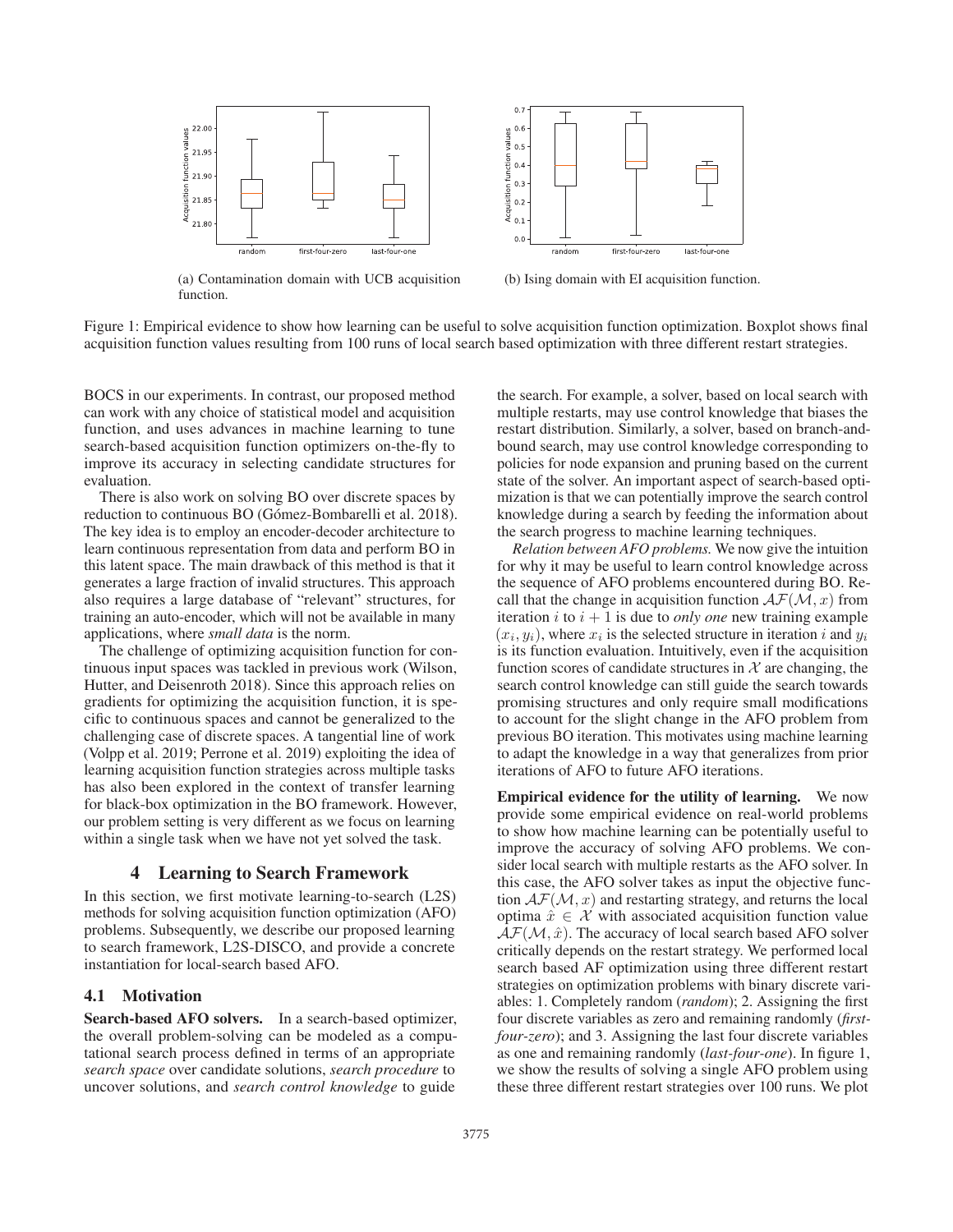(a) Contamination domain with UCB acquisition function.

(b) Ising domain with EI acquisition function.

Figure 1: Empirical evidence to show how learning can be useful to solve acquisition function optimization. Boxplot shows final acquisition function values resulting from 100 runs of local search based optimization with three different restart strategies.

BOCS in our experiments. In contrast, our proposed method can work with any choice of statistical model and acquisition function, and uses advances in machine learning to tune search-based acquisition function optimizers on-the-fly to improve its accuracy in selecting candidate structures for evaluation.

There is also work on solving BO over discrete spaces by reduction to continuous BO (Gómez-Bombarelli et al. 2018). The key idea is to employ an encoder-decoder architecture to learn continuous representation from data and perform BO in this latent space. The main drawback of this method is that it generates a large fraction of invalid structures. This approach also requires a large database of "relevant" structures, for training an auto-encoder, which will not be available in many applications, where *small data* is the norm.

The challenge of optimizing acquisition function for continuous input spaces was tackled in previous work (Wilson, Hutter, and Deisenroth 2018). Since this approach relies on gradients for optimizing the acquisition function, it is specific to continuous spaces and cannot be generalized to the challenging case of discrete spaces. A tangential line of work (Volpp et al. 2019; Perrone et al. 2019) exploiting the idea of learning acquisition function strategies across multiple tasks has also been explored in the context of transfer learning for black-box optimization in the BO framework. However, our problem setting is very different as we focus on learning within a single task when we have not yet solved the task.

## 4 Learning to Search Framework

In this section, we first motivate learning-to-search (L2S) methods for solving acquisition function optimization (AFO) problems. Subsequently, we describe our proposed learning to search framework, L2S-DISCO, and provide a concrete instantiation for local-search based AFO.

### 4.1 Motivation

**Search-based AFO solvers.** In a search-based optimizer, the overall problem-solving can be modeled as a computational search process defined in terms of an appropriate *search space* over candidate solutions, *search procedure* to uncover solutions, and *search control knowledge* to guide the search. For example, a solver, based on local search with multiple restarts, may use control knowledge that biases the restart distribution. Similarly, a solver, based on branch-and-bound search, may use control knowledge corresponding to policies for node expansion and pruning based on the current state of the solver. An important aspect of search-based optimization is that we can potentially improve the search control knowledge during a search by feeding the information about the search progress to machine learning techniques.

*Relation between AFO problems.* We now give the intuition for why it may be useful to learn control knowledge across the sequence of AFO problems encountered during BO. Recall that the change in acquisition function $\mathcal{AF}(\mathcal{M}, x)$ from iteration $i$ to $i+1$ is due to *only one* new training example $(x_i, y_i)$, where $x_i$ is the selected structure in iteration $i$ and $y_i$ is its function evaluation. Intuitively, even if the acquisition function scores of candidate structures in $\mathcal{X}$ are changing, the search control knowledge can still guide the search towards promising structures and only require small modifications to account for the slight change in the AFO problem from previous BO iteration. This motivates using machine learning to adapt the knowledge in a way that generalizes from prior iterations of AFO to future AFO iterations.

**Empirical evidence for the utility of learning.** We now provide some empirical evidence on real-world problems to show how machine learning can be potentially useful to improve the accuracy of solving AFO problems. We consider local search with multiple restarts as the AFO solver. In this case, the AFO solver takes as input the objective function $\mathcal{AF}(\mathcal{M}, x)$ and restarting strategy, and returns the local optima $\hat{x} \in \mathcal{X}$ with associated acquisition function value $\mathcal{AF}(\mathcal{M}, \hat{x})$. The accuracy of local search based AFO solver critically depends on the restart strategy. We performed local search based AF optimization using three different restart strategies on optimization problems with binary discrete variables: 1. Completely random (*random*); 2. Assigning the first four discrete variables as zero and remaining randomly (*first-four-zero*); and 3. Assigning the last four discrete variables as one and remaining randomly (*last-four-one*). In figure 1, we show the results of solving a single AFO problem using these three different restart strategies over 100 runs. We plot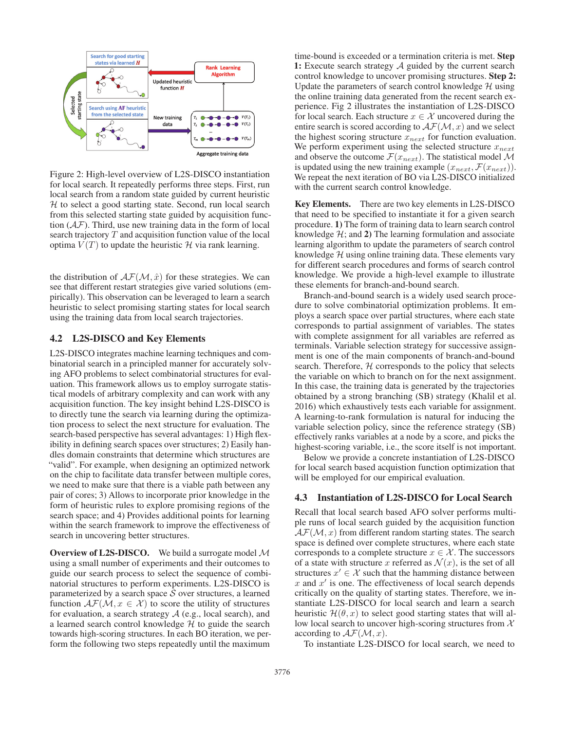Figure 2: High-level overview of L2S-DISCO instantiation for local search. It repeatedly performs three steps. First, run local search from a random state guided by current heuristic $\mathcal{H}$ to select a good starting state. Second, run local search from this selected starting state guided by acquisition function ($\mathcal{AF}$). Third, use new training data in the form of local search trajectory $T$ and acquisition function value of the local optima $V(T)$ to update the heuristic $\mathcal{H}$ via rank learning.

the distribution of $\mathcal{AF}(\mathcal{M}, \hat{x})$ for these strategies. We can see that different restart strategies give varied solutions (empirically). This observation can be leveraged to learn a search heuristic to select promising starting states for local search using the training data from local search trajectories.

## 4.2 L2S-DISCO and Key Elements

L2S-DISCO integrates machine learning techniques and combinatorial search in a principled manner for accurately solving AFO problems to select combinatorial structures for evaluation. This framework allows us to employ surrogate statistical models of arbitrary complexity and can work with any acquisition function. The key insight behind L2S-DISCO is to directly tune the search via learning during the optimization process to select the next structure for evaluation. The search-based perspective has several advantages: 1) High flexibility in defining search spaces over structures; 2) Easily handles domain constraints that determine which structures are "valid". For example, when designing an optimized network on the chip to facilitate data transfer between multiple cores, we need to make sure that there is a viable path between any pair of cores; 3) Allows to incorporate prior knowledge in the form of heuristic rules to explore promising regions of the search space; and 4) Provides additional points for learning within the search framework to improve the effectiveness of search in uncovering better structures.

**Overview of L2S-DISCO.** We build a surrogate model $\mathcal{M}$ using a small number of experiments and their outcomes to guide our search process to select the sequence of combinatorial structures to perform experiments. L2S-DISCO is parameterized by a search space $\mathcal{S}$ over structures, a learned function $\mathcal{AF}(\mathcal{M}, x \in \mathcal{X})$ to score the utility of structures for evaluation, a search strategy $\mathcal{A}$ (e.g., local search), and a learned search control knowledge $\mathcal{H}$ to guide the search towards high-scoring structures. In each BO iteration, we perform the following two steps repeatedly until the maximum time-bound is exceeded or a termination criteria is met. **Step 1:** Execute search strategy $\mathcal{A}$ guided by the current search control knowledge to uncover promising structures. **Step 2:** Update the parameters of search control knowledge $\mathcal{H}$ using the online training data generated from the recent search experience. Fig 2 illustrates the instantiation of L2S-DISCO for local search. Each structure $x \in \mathcal{X}$ uncovered during the entire search is scored according to $\mathcal{AF}(\mathcal{M}, x)$ and we select the highest scoring structure $x_{next}$ for function evaluation. We perform experiment using the selected structure $x_{next}$ and observe the outcome $\mathcal{F}(x_{next})$. The statistical model $\mathcal{M}$ is updated using the new training example $(x_{next}, \mathcal{F}(x_{next}))$. We repeat the next iteration of BO via L2S-DISCO initialized with the current search control knowledge.

**Key Elements.** There are two key elements in L2S-DISCO that need to be specified to instantiate it for a given search procedure. **1)** The form of training data to learn search control knowledge $\mathcal{H}$; and **2)** The learning formulation and associate learning algorithm to update the parameters of search control knowledge $\mathcal{H}$ using online training data. These elements vary for different search procedures and forms of search control knowledge. We provide a high-level example to illustrate these elements for branch-and-bound search.

Branch-and-bound search is a widely used search procedure to solve combinatorial optimization problems. It employs a search space over partial structures, where each state corresponds to partial assignment of variables. The states with complete assignment for all variables are referred as terminals. Variable selection strategy for successive assignment is one of the main components of branch-and-bound search. Therefore, $\mathcal{H}$ corresponds to the policy that selects the variable on which to branch on for the next assignment. In this case, the training data is generated by the trajectories obtained by a strong branching (SB) strategy (Khalil et al. 2016) which exhaustively tests each variable for assignment. A learning-to-rank formulation is natural for inducing the variable selection policy, since the reference strategy (SB) effectively ranks variables at a node by a score, and picks the highest-scoring variable, i.e., the score itself is not important.

Below we provide a concrete instantiation of L2S-DISCO for local search based acquistion function optimization that will be employed for our empirical evaluation.

## 4.3 Instantiation of L2S-DISCO for Local Search

Recall that local search based AFO solver performs multiple runs of local search guided by the acquisition function $\mathcal{AF}(\mathcal{M}, x)$ from different random starting states. The search space is defined over complete structures, where each state corresponds to a complete structure $x \in \mathcal{X}$. The successors of a state with structure $x$ referred as $\mathcal{N}(x)$, is the set of all structures $x' \in \mathcal{X}$ such that the hamming distance between $x$ and $x'$ is one. The effectiveness of local search depends critically on the quality of starting states. Therefore, we instantiate L2S-DISCO for local search and learn a search heuristic $\mathcal{H}(\theta, x)$ to select good starting states that will allow local search to uncover high-scoring structures from $\mathcal{X}$ according to $\mathcal{AF}(\mathcal{M}, x)$.

To instantiate L2S-DISCO for local search, we need to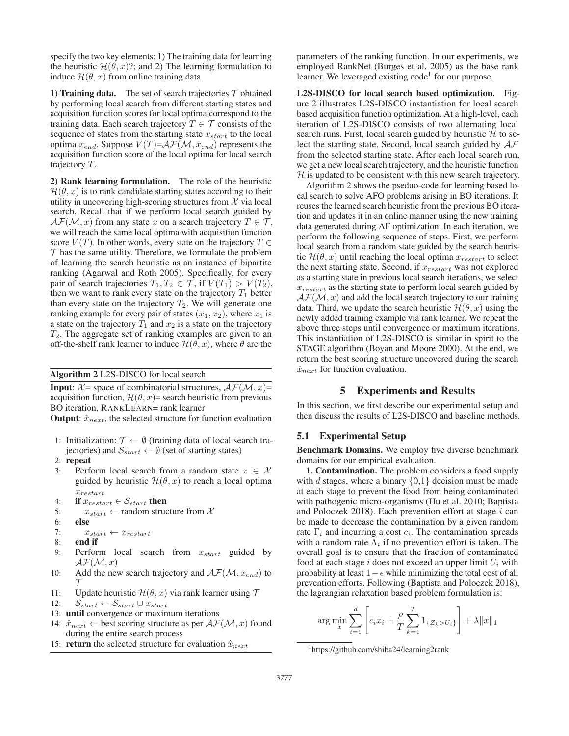specify the two key elements: 1) The training data for learning the heuristic $\mathcal{H}(\theta, x)$?; and 2) The learning formulation to induce $\mathcal{H}(\theta, x)$ from online training data.

**1) Training data.** The set of search trajectories $\mathcal{T}$ obtained by performing local search from different starting states and acquisition function scores for local optima correspond to the training data. Each search trajectory $T \in \mathcal{T}$ consists of the sequence of states from the starting state $x_{start}$ to the local optima $x_{end}$. Suppose $V(T)$=$\mathcal{AF}(\mathcal{M}, x_{end})$ represents the acquisition function score of the local optima for local search trajectory $T$.

**2) Rank learning formulation.** The role of the heuristic $\mathcal{H}(\theta, x)$ is to rank candidate starting states according to their utility in uncovering high-scoring structures from $\mathcal{X}$ via local search. Recall that if we perform local search guided by $\mathcal{AF}(\mathcal{M}, x)$ from any state $x$ on a search trajectory $T \in \mathcal{T}$, we will reach the same local optima with acquisition function score $V(T)$. In other words, every state on the trajectory $T \in \mathcal{T}$ has the same utility. Therefore, we formulate the problem of learning the search heuristic as an instance of bipartite ranking (Agarwal and Roth 2005). Specifically, for every pair of search trajectories $T_1, T_2 \in \mathcal{T}$, if $V(T_1) > V(T_2)$, then we want to rank every state on the trajectory $T_1$ better than every state on the trajectory $T_2$. We will generate one ranking example for every pair of states $(x_1, x_2)$, where $x_1$ is a state on the trajectory $T_1$ and $x_2$ is a state on the trajectory $T_2$. The aggregate set of ranking examples are given to an off-the-shelf rank learner to induce $\mathcal{H}(\theta, x)$, where $\theta$ are the parameters of the ranking function. In our experiments, we employed RankNet (Burges et al. 2005) as the base rank learner. We leveraged existing code[1] for our purpose.

**Algorithm 2** L2S-DISCO for local search

**Input**: $\mathcal{X}$= space of combinatorial structures, $\mathcal{AF}(\mathcal{M}, x)$= acquisition function, $\mathcal{H}(\theta, x)$= search heuristic from previous BO iteration, RANKLEARN= rank learner
**Output**: $\hat{x}_{next}$, the selected structure for function evaluation

1: Initialization: $\mathcal{T} \leftarrow \emptyset$ (training data of local search trajectories) and $\mathcal{S}_{start} \leftarrow \emptyset$ (set of starting states)
2: **repeat**
3: Perform local search from a random state $x \in \mathcal{X}$ guided by heuristic $\mathcal{H}(\theta, x)$ to reach a local optima $x_{restart}$
4: **if** $x_{restart} \in \mathcal{S}_{start}$ **then**
5: $x_{start} \leftarrow$ random structure from $\mathcal{X}$
6: **else**
7: $x_{start} \leftarrow x_{restart}$
8: **end if**
9: Perform local search from $x_{start}$ guided by $\mathcal{AF}(\mathcal{M}, x)$
10: Add the new search trajectory and $\mathcal{AF}(\mathcal{M}, x_{end})$ to $\mathcal{T}$
11: Update heuristic $\mathcal{H}(\theta, x)$ via rank learner using $\mathcal{T}$
12: $\mathcal{S}_{start} \leftarrow \mathcal{S}_{start} \cup x_{start}$
13: **until** convergence or maximum iterations
14: $\hat{x}_{next} \leftarrow$ best scoring structure as per $\mathcal{AF}(\mathcal{M}, x)$ found during the entire search process
15: **return** the selected structure for evaluation $\hat{x}_{next}$

**L2S-DISCO for local search based optimization.** Figure 2 illustrates L2S-DISCO instantiation for local search based acquisition function optimization. At a high-level, each iteration of L2S-DISCO consists of two alternating local search runs. First, local search guided by heuristic $\mathcal{H}$ to select the starting state. Second, local search guided by $\mathcal{AF}$ from the selected starting state. After each local search run, we get a new local search trajectory, and the heuristic function $\mathcal{H}$ is updated to be consistent with this new search trajectory.

Algorithm 2 shows the pseduo-code for learning based local search to solve AFO problems arising in BO iterations. It reuses the learned search heuristic from the previous BO iteration and updates it in an online manner using the new training data generated during AF optimization. In each iteration, we perform the following sequence of steps. First, we perform local search from a random state guided by the search heuristic $\mathcal{H}(\theta, x)$ until reaching the local optima $x_{restart}$ to select the next starting state. Second, if $x_{restart}$ was not explored as a starting state in previous local search iterations, we select $x_{restart}$ as the starting state to perform local search guided by $\mathcal{AF}(\mathcal{M}, x)$ and add the local search trajectory to our training data. Third, we update the search heuristic $\mathcal{H}(\theta, x)$ using the newly added training example via rank learner. We repeat the above three steps until convergence or maximum iterations. This instantiation of L2S-DISCO is similar in spirit to the STAGE algorithm (Boyan and Moore 2000). At the end, we return the best scoring structure uncovered during the search $\hat{x}_{next}$ for function evaluation.

## 5 Experiments and Results

In this section, we first describe our experimental setup and then discuss the results of L2S-DISCO and baseline methods.

### 5.1 Experimental Setup

**Benchmark Domains.** We employ five diverse benchmark domains for our empirical evaluation.

**1. Contamination.** The problem considers a food supply with $d$ stages, where a binary $\{0,1\}$ decision must be made at each stage to prevent the food from being contaminated with pathogenic micro-organisms (Hu et al. 2010; Baptista and Poloczek 2018). Each prevention effort at stage $i$ can be made to decrease the contamination by a given random rate $\Gamma_i$ and incurring a cost $c_i$. The contamination spreads with a random rate $\Lambda_i$ if no prevention effort is taken. The overall goal is to ensure that the fraction of contaminated food at each stage $i$ does not exceed an upper limit $U_i$ with probability at least $1-\epsilon$ while minimizing the total cost of all prevention efforts. Following (Baptista and Poloczek 2018), the lagrangian relaxation based problem formulation is:

$$\arg\min_{x} \sum_{i=1}^{d} \left[ c_i x_i + \frac{\rho}{T} \sum_{k=1}^{T} 1_{\{Z_k > U_i\}} \right] + \lambda \|x\|_1$$

[1] https://github.com/shiba24/learning2rank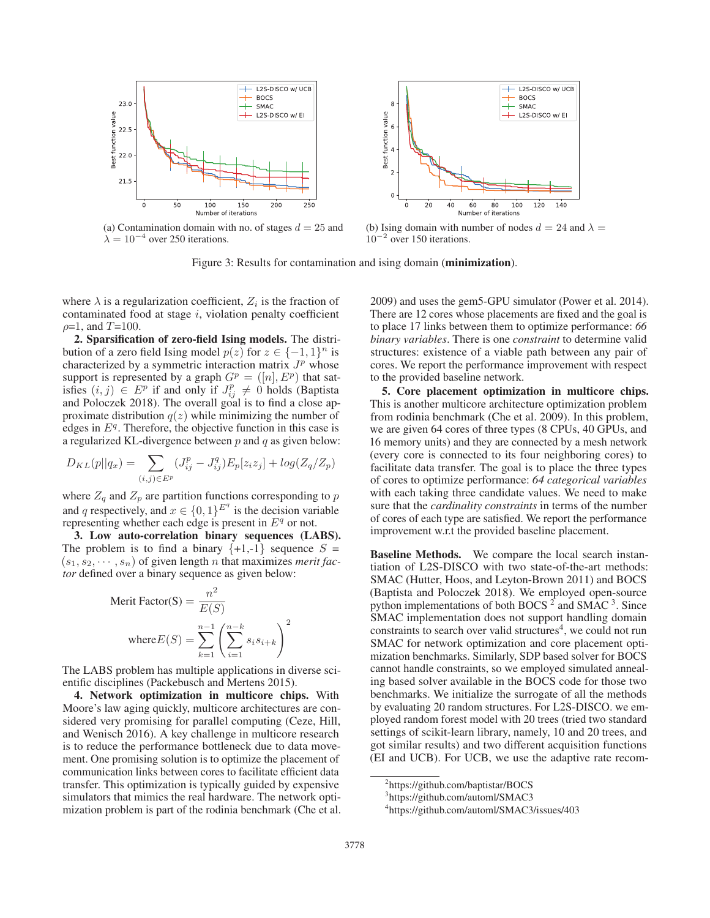(a) Contamination domain with no. of stages $d = 25$ and $\lambda = 10^{-4}$ over 250 iterations.

(b) Ising domain with number of nodes $d = 24$ and $\lambda = 10^{-2}$ over 150 iterations.

Figure 3: Results for contamination and ising domain (**minimization**).

where $\lambda$ is a regularization coefficient, $Z_i$ is the fraction of contaminated food at stage $i$, violation penalty coefficient $\rho$=1, and $T$=100.

**2. Sparsification of zero-field Ising models.** The distribution of a zero field Ising model $p(z)$ for $z \in \{-1, 1\}^n$ is characterized by a symmetric interaction matrix $J^p$ whose support is represented by a graph $G^p = ([n], E^p)$ that satisfies $(i, j) \in E^p$ if and only if $J^p_{ij} \neq 0$ holds (Baptista and Poloczek 2018). The overall goal is to find a close approximate distribution $q(z)$ while minimizing the number of edges in $E^q$. Therefore, the objective function in this case is a regularized KL-divergence between $p$ and $q$ as given below:

$$D_{KL}(p||q_x) = \sum_{(i,j)\in E^p} (J^p_{ij} - J^q_{ij}) E_p[z_i z_j] + log(Z_q/Z_p)$$

where $Z_q$ and $Z_p$ are partition functions corresponding to $p$ and $q$ respectively, and $x \in \{0, 1\}^{E^q}$ is the decision variable representing whether each edge is present in $E^q$ or not.

**3. Low auto-correlation binary sequences (LABS).** The problem is to find a binary {+1,-1} sequence $S = (s_1, s_2, \cdots, s_n)$ of given length $n$ that maximizes *merit factor* defined over a binary sequence as given below:

$$\text{Merit Factor(S)} = \frac{n^2}{E(S)}$$

$$\text{where} E(S) = \sum_{k=1}^{n-1} \left( \sum_{i=1}^{n-k} s_i s_{i+k} \right)^2$$

The LABS problem has multiple applications in diverse scientific disciplines (Packebusch and Mertens 2015).

**4. Network optimization in multicore chips.** With Moore's law aging quickly, multicore architectures are considered very promising for parallel computing (Ceze, Hill, and Wenisch 2016). A key challenge in multicore research is to reduce the performance bottleneck due to data movement. One promising solution is to optimize the placement of communication links between cores to facilitate efficient data transfer. This optimization is typically guided by expensive simulators that mimics the real hardware. The network optimization problem is part of the rodinia benchmark (Che et al. 2009) and uses the gem5-GPU simulator (Power et al. 2014). There are 12 cores whose placements are fixed and the goal is to place 17 links between them to optimize performance: *66 binary variables*. There is one *constraint* to determine valid structures: existence of a viable path between any pair of cores. We report the performance improvement with respect to the provided baseline network.

**5. Core placement optimization in multicore chips.** This is another multicore architecture optimization problem from rodinia benchmark (Che et al. 2009). In this problem, we are given 64 cores of three types (8 CPUs, 40 GPUs, and 16 memory units) and they are connected by a mesh network (every core is connected to its four neighboring cores) to facilitate data transfer. The goal is to place the three types of cores to optimize performance: *64 categorical variables* with each taking three candidate values. We need to make sure that the *cardinality constraints* in terms of the number of cores of each type are satisfied. We report the performance improvement w.r.t the provided baseline placement.

**Baseline Methods.** We compare the local search instantiation of L2S-DISCO with two state-of-the-art methods: SMAC (Hutter, Hoos, and Leyton-Brown 2011) and BOCS (Baptista and Poloczek 2018). We employed open-source python implementations of both BOCS [2] and SMAC [3]. Since SMAC implementation does not support handling domain constraints to search over valid structures[4], we could not run SMAC for network optimization and core placement optimization benchmarks. Similarly, SDP based solver for BOCS cannot handle constraints, so we employed simulated annealing based solver available in the BOCS code for those two benchmarks. We initialize the surrogate of all the methods by evaluating 20 random structures. For L2S-DISCO. we employed random forest model with 20 trees (tried two standard settings of scikit-learn library, namely, 10 and 20 trees, and got similar results) and two different acquisition functions (EI and UCB). For UCB, we use the adaptive rate recom-

[2] https://github.com/baptistar/BOCS

[3] https://github.com/automl/SMAC3

[4] https://github.com/automl/SMAC3/issues/403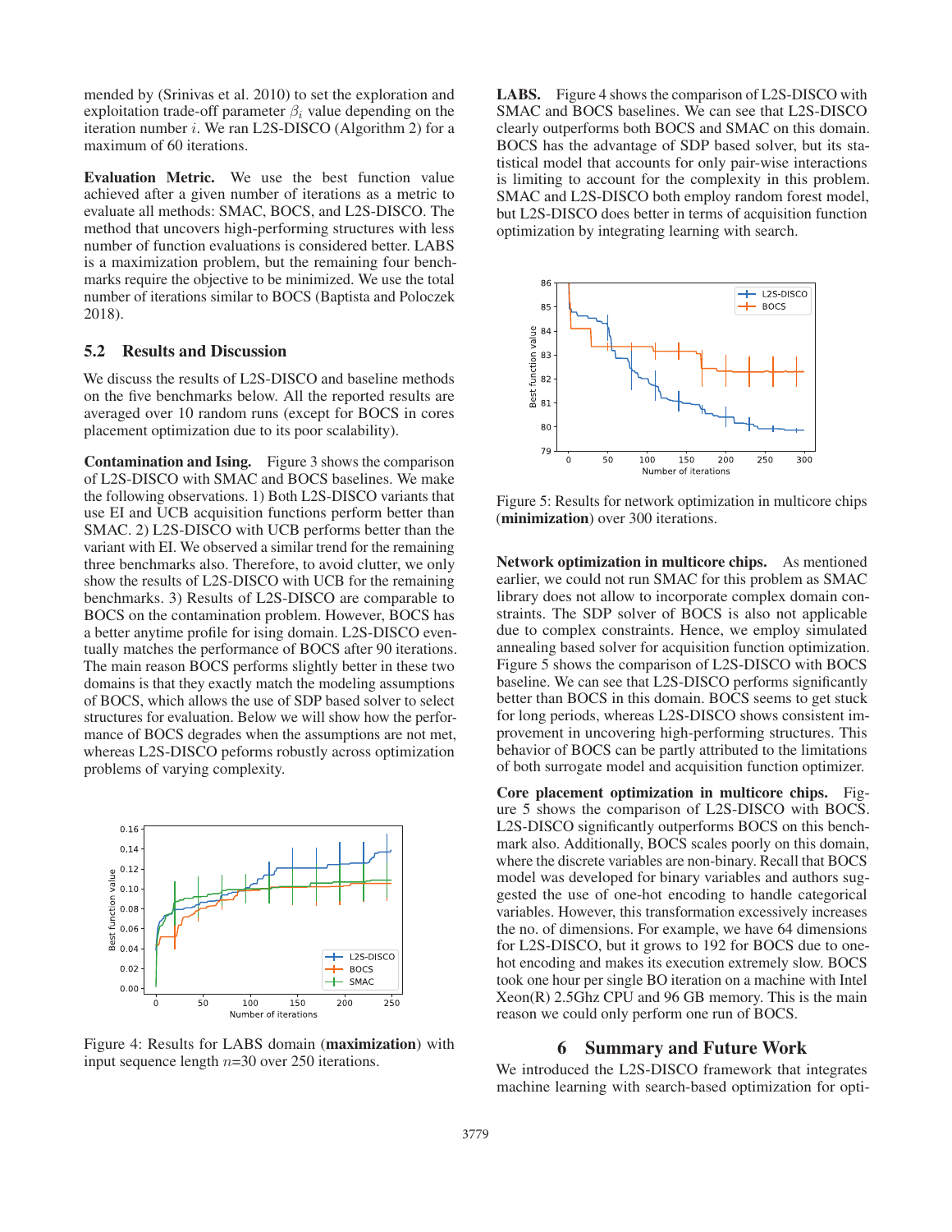mended by (Srinivas et al. 2010) to set the exploration and exploitation trade-off parameter $\beta_i$ value depending on the iteration number $i$. We ran L2S-DISCO (Algorithm 2) for a maximum of 60 iterations.

**Evaluation Metric.** We use the best function value achieved after a given number of iterations as a metric to evaluate all methods: SMAC, BOCS, and L2S-DISCO. The method that uncovers high-performing structures with less number of function evaluations is considered better. LABS is a maximization problem, but the remaining four benchmarks require the objective to be minimized. We use the total number of iterations similar to BOCS (Baptista and Poloczek 2018).

## 5.2 Results and Discussion

We discuss the results of L2S-DISCO and baseline methods on the five benchmarks below. All the reported results are averaged over 10 random runs (except for BOCS in cores placement optimization due to its poor scalability).

**Contamination and Ising.** Figure 3 shows the comparison of L2S-DISCO with SMAC and BOCS baselines. We make the following observations. 1) Both L2S-DISCO variants that use EI and UCB acquisition functions perform better than SMAC. 2) L2S-DISCO with UCB performs better than the variant with EI. We observed a similar trend for the remaining three benchmarks also. Therefore, to avoid clutter, we only show the results of L2S-DISCO with UCB for the remaining benchmarks. 3) Results of L2S-DISCO are comparable to BOCS on the contamination problem. However, BOCS has a better anytime profile for ising domain. L2S-DISCO eventually matches the performance of BOCS after 90 iterations. The main reason BOCS performs slightly better in these two domains is that they exactly match the modeling assumptions of BOCS, which allows the use of SDP based solver to select structures for evaluation. Below we will show how the performance of BOCS degrades when the assumptions are not met, whereas L2S-DISCO peforms robustly across optimization problems of varying complexity.

Figure 4: Results for LABS domain (**maximization**) with input sequence length $n$=30 over 250 iterations.

**LABS.** Figure 4 shows the comparison of L2S-DISCO with SMAC and BOCS baselines. We can see that L2S-DISCO clearly outperforms both BOCS and SMAC on this domain. BOCS has the advantage of SDP based solver, but its statistical model that accounts for only pair-wise interactions is limiting to account for the complexity in this problem. SMAC and L2S-DISCO both employ random forest model, but L2S-DISCO does better in terms of acquisition function optimization by integrating learning with search.

Figure 5: Results for network optimization in multicore chips (**minimization**) over 300 iterations.

**Network optimization in multicore chips.** As mentioned earlier, we could not run SMAC for this problem as SMAC library does not allow to incorporate complex domain constraints. The SDP solver of BOCS is also not applicable due to complex constraints. Hence, we employ simulated annealing based solver for acquisition function optimization. Figure 5 shows the comparison of L2S-DISCO with BOCS baseline. We can see that L2S-DISCO performs significantly better than BOCS in this domain. BOCS seems to get stuck for long periods, whereas L2S-DISCO shows consistent improvement in uncovering high-performing structures. This behavior of BOCS can be partly attributed to the limitations of both surrogate model and acquisition function optimizer.

**Core placement optimization in multicore chips.** Figure 5 shows the comparison of L2S-DISCO with BOCS. L2S-DISCO significantly outperforms BOCS on this benchmark also. Additionally, BOCS scales poorly on this domain, where the discrete variables are non-binary. Recall that BOCS model was developed for binary variables and authors suggested the use of one-hot encoding to handle categorical variables. However, this transformation excessively increases the no. of dimensions. For example, we have 64 dimensions for L2S-DISCO, but it grows to 192 for BOCS due to one-hot encoding and makes its execution extremely slow. BOCS took one hour per single BO iteration on a machine with Intel Xeon(R) 2.5Ghz CPU and 96 GB memory. This is the main reason we could only perform one run of BOCS.

## 6 Summary and Future Work

We introduced the L2S-DISCO framework that integrates machine learning with search-based optimization for opti-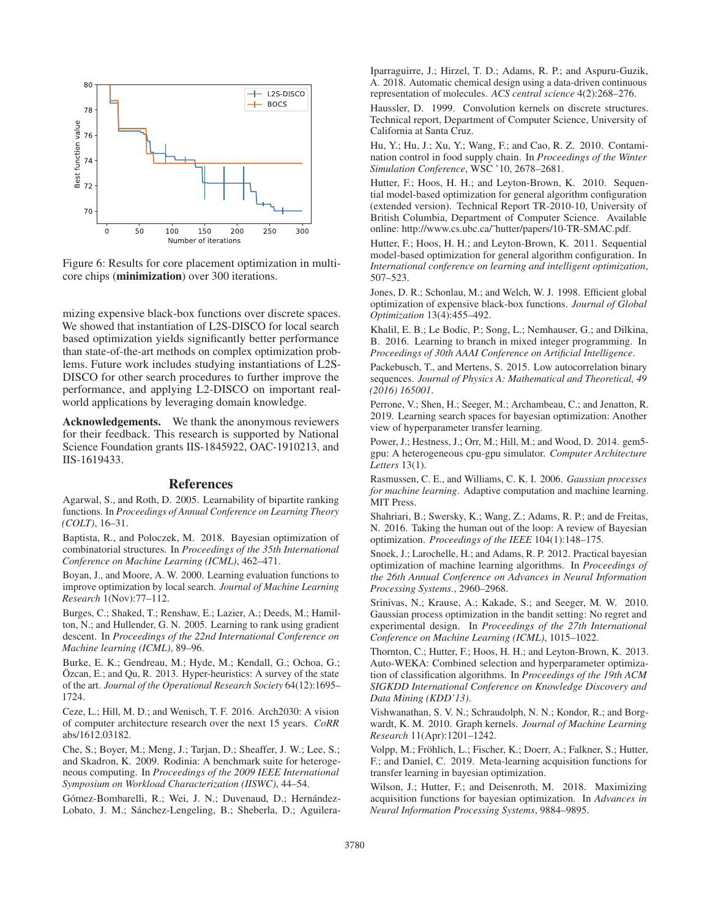80
78
76
74
72
70
Best function value
0
50
100
150
200
250
300
Number of iterations
L2S-DISCO
BOCS

Figure 6: Results for core placement optimization in multi-core chips (**minimization**) over 300 iterations.

mizing expensive black-box functions over discrete spaces. We showed that instantiation of L2S-DISCO for local search based optimization yields significantly better performance than state-of-the-art methods on complex optimization problems. Future work includes studying instantiations of L2S-DISCO for other search procedures to further improve the performance, and applying L2-DISCO on important real-world applications by leveraging domain knowledge.

**Acknowledgements.** We thank the anonymous reviewers for their feedback. This research is supported by National Science Foundation grants IIS-1845922, OAC-1910213, and IIS-1619433.

## References

Agarwal, S., and Roth, D. 2005. Learnability of bipartite ranking functions. In *Proceedings of Annual Conference on Learning Theory (COLT)*, 16–31.

Baptista, R., and Poloczek, M. 2018. Bayesian optimization of combinatorial structures. In *Proceedings of the 35th International Conference on Machine Learning (ICML)*, 462–471.

Boyan, J., and Moore, A. W. 2000. Learning evaluation functions to improve optimization by local search. *Journal of Machine Learning Research* 1(Nov):77–112.

Burges, C.; Shaked, T.; Renshaw, E.; Lazier, A.; Deeds, M.; Hamilton, N.; and Hullender, G. N. 2005. Learning to rank using gradient descent. In *Proceedings of the 22nd International Conference on Machine learning (ICML)*, 89–96.

Burke, E. K.; Gendreau, M.; Hyde, M.; Kendall, G.; Ochoa, G.; Özcan, E.; and Qu, R. 2013. Hyper-heuristics: A survey of the state of the art. *Journal of the Operational Research Society* 64(12):1695–1724.

Ceze, L.; Hill, M. D.; and Wenisch, T. F. 2016. Arch2030: A vision of computer architecture research over the next 15 years. *CoRR* abs/1612.03182.

Che, S.; Boyer, M.; Meng, J.; Tarjan, D.; Sheaffer, J. W.; Lee, S.; and Skadron, K. 2009. Rodinia: A benchmark suite for heterogeneous computing. In *Proceedings of the 2009 IEEE International Symposium on Workload Characterization (IISWC)*, 44–54.

Gómez-Bombarelli, R.; Wei, J. N.; Duvenaud, D.; Hernández-Lobato, J. M.; Sánchez-Lengeling, B.; Sheberla, D.; Aguilera-Iparraguirre, J.; Hirzel, T. D.; Adams, R. P.; and Aspuru-Guzik, A. 2018. Automatic chemical design using a data-driven continuous representation of molecules. *ACS central science* 4(2):268–276.

Haussler, D. 1999. Convolution kernels on discrete structures. Technical report, Department of Computer Science, University of California at Santa Cruz.

Hu, Y.; Hu, J.; Xu, Y.; Wang, F.; and Cao, R. Z. 2010. Contamination control in food supply chain. In *Proceedings of the Winter Simulation Conference*, WSC '10, 2678–2681.

Hutter, F.; Hoos, H. H.; and Leyton-Brown, K. 2010. Sequential model-based optimization for general algorithm configuration (extended version). Technical Report TR-2010-10, University of British Columbia, Department of Computer Science. Available online: http://www.cs.ubc.ca/~hutter/papers/10-TR-SMAC.pdf.

Hutter, F.; Hoos, H. H.; and Leyton-Brown, K. 2011. Sequential model-based optimization for general algorithm configuration. In *International conference on learning and intelligent optimization*, 507–523.

Jones, D. R.; Schonlau, M.; and Welch, W. J. 1998. Efficient global optimization of expensive black-box functions. *Journal of Global Optimization* 13(4):455–492.

Khalil, E. B.; Le Bodic, P.; Song, L.; Nemhauser, G.; and Dilkina, B. 2016. Learning to branch in mixed integer programming. In *Proceedings of 30th AAAI Conference on Artificial Intelligence*.

Packebusch, T., and Mertens, S. 2015. Low autocorrelation binary sequences. *Journal of Physics A: Mathematical and Theoretical, 49 (2016) 165001*.

Perrone, V.; Shen, H.; Seeger, M.; Archambeau, C.; and Jenatton, R. 2019. Learning search spaces for bayesian optimization: Another view of hyperparameter transfer learning.

Power, J.; Hestness, J.; Orr, M.; Hill, M.; and Wood, D. 2014. gem5-gpu: A heterogeneous cpu-gpu simulator. *Computer Architecture Letters* 13(1).

Rasmussen, C. E., and Williams, C. K. I. 2006. *Gaussian processes for machine learning*. Adaptive computation and machine learning. MIT Press.

Shahriari, B.; Swersky, K.; Wang, Z.; Adams, R. P.; and de Freitas, N. 2016. Taking the human out of the loop: A review of Bayesian optimization. *Proceedings of the IEEE* 104(1):148–175.

Snoek, J.; Larochelle, H.; and Adams, R. P. 2012. Practical bayesian optimization of machine learning algorithms. In *Proceedings of the 26th Annual Conference on Advances in Neural Information Processing Systems.*, 2960–2968.

Srinivas, N.; Krause, A.; Kakade, S.; and Seeger, M. W. 2010. Gaussian process optimization in the bandit setting: No regret and experimental design. In *Proceedings of the 27th International Conference on Machine Learning (ICML)*, 1015–1022.

Thornton, C.; Hutter, F.; Hoos, H. H.; and Leyton-Brown, K. 2013. Auto-WEKA: Combined selection and hyperparameter optimization of classification algorithms. In *Proceedings of the 19th ACM SIGKDD International Conference on Knowledge Discovery and Data Mining (KDD'13)*.

Vishwanathan, S. V. N.; Schraudolph, N. N.; Kondor, R.; and Borgwardt, K. M. 2010. Graph kernels. *Journal of Machine Learning Research* 11(Apr):1201–1242.

Volpp, M.; Fröhlich, L.; Fischer, K.; Doerr, A.; Falkner, S.; Hutter, F.; and Daniel, C. 2019. Meta-learning acquisition functions for transfer learning in bayesian optimization.

Wilson, J.; Hutter, F.; and Deisenroth, M. 2018. Maximizing acquisition functions for bayesian optimization. In *Advances in Neural Information Processing Systems*, 9884–9895.